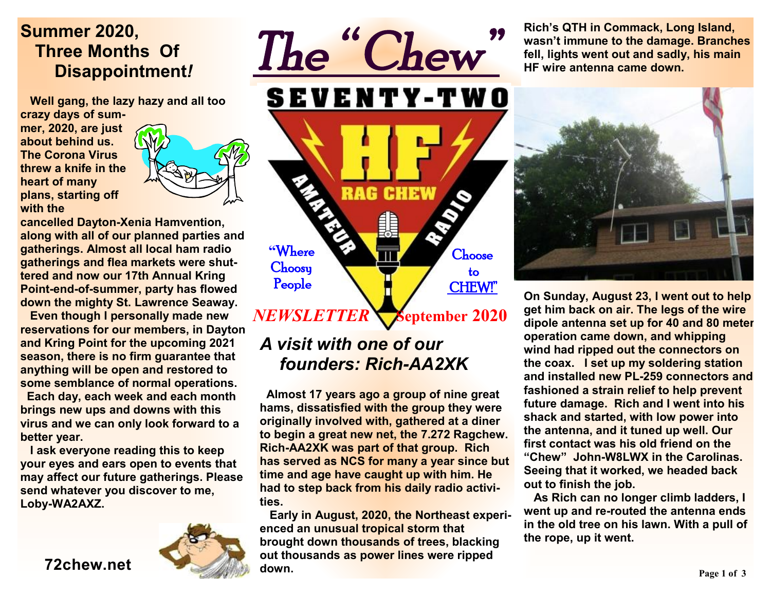# The "Chew"

SEVENTY-TWO HF RAG CHEW AMATEUR RADIO

"Where Choosy People Choose to CHEW!"

*NEWSLETTER* **September 2020**

## Summer 2020, Three Months Of Disappointment!

**Well gang, the lazy hazy and all too crazy days of summer, 2020, are just about behind us. The Corona Virus threw a knife in the heart of many plans, starting off with the cancelled Dayton-Xenia Hamvention, along with all of our planned parties and gatherings. Almost all local ham radio gatherings and flea markets were shuttered and now our 17th Annual Kring Point-end-of-summer, party has flowed down the mighty St. Lawrence Seaway.**

**Even though I personally made new reservations for our members, in Dayton and Kring Point for the upcoming 2021 season, there is no firm guarantee that anything will be open and restored to some semblance of normal operations.**

**Each day, each week and each month brings new ups and downs with this virus and we can only look forward to a better year.**

**I ask everyone reading this to keep your eyes and ears open to events that may affect our future gatherings. Please send whatever you discover to me, Loby-WA2AXZ.**

**72chew.net**

## *A visit with one of our founders: Rich-AA2XK*

**Almost 17 years ago a group of nine great hams, dissatisfied with the group they were originally involved with, gathered at a diner to begin a great new net, the 7.272 Ragchew. Rich-AA2XK was part of that group. Rich has served as NCS for many a year since but time and age have caught up with him. He had to step back from his daily radio activities.**

**Early in August, 2020, the Northeast experienced an unusual tropical storm that brought down thousands of trees, blacking out thousands as power lines were ripped down.**

**Rich's QTH in Commack, Long Island, wasn't immune to the damage. Branches fell, lights went out and sadly, his main HF wire antenna came down.**

**On Sunday, August 23, I went out to help get him back on air. The legs of the wire dipole antenna set up for 40 and 80 meter operation came down, and whipping wind had ripped out the connectors on the coax. I set up my soldering station and installed new PL-259 connectors and fashioned a strain relief to help prevent future damage. Rich and I went into his shack and started, with low power into the antenna, and it tuned up well. Our first contact was his old friend on the "Chew" John-W8LWX in the Carolinas. Seeing that it worked, we headed back out to finish the job.**

**As Rich can no longer climb ladders, I went up and re-routed the antenna ends in the old tree on his lawn. With a pull of the rope, up it went.**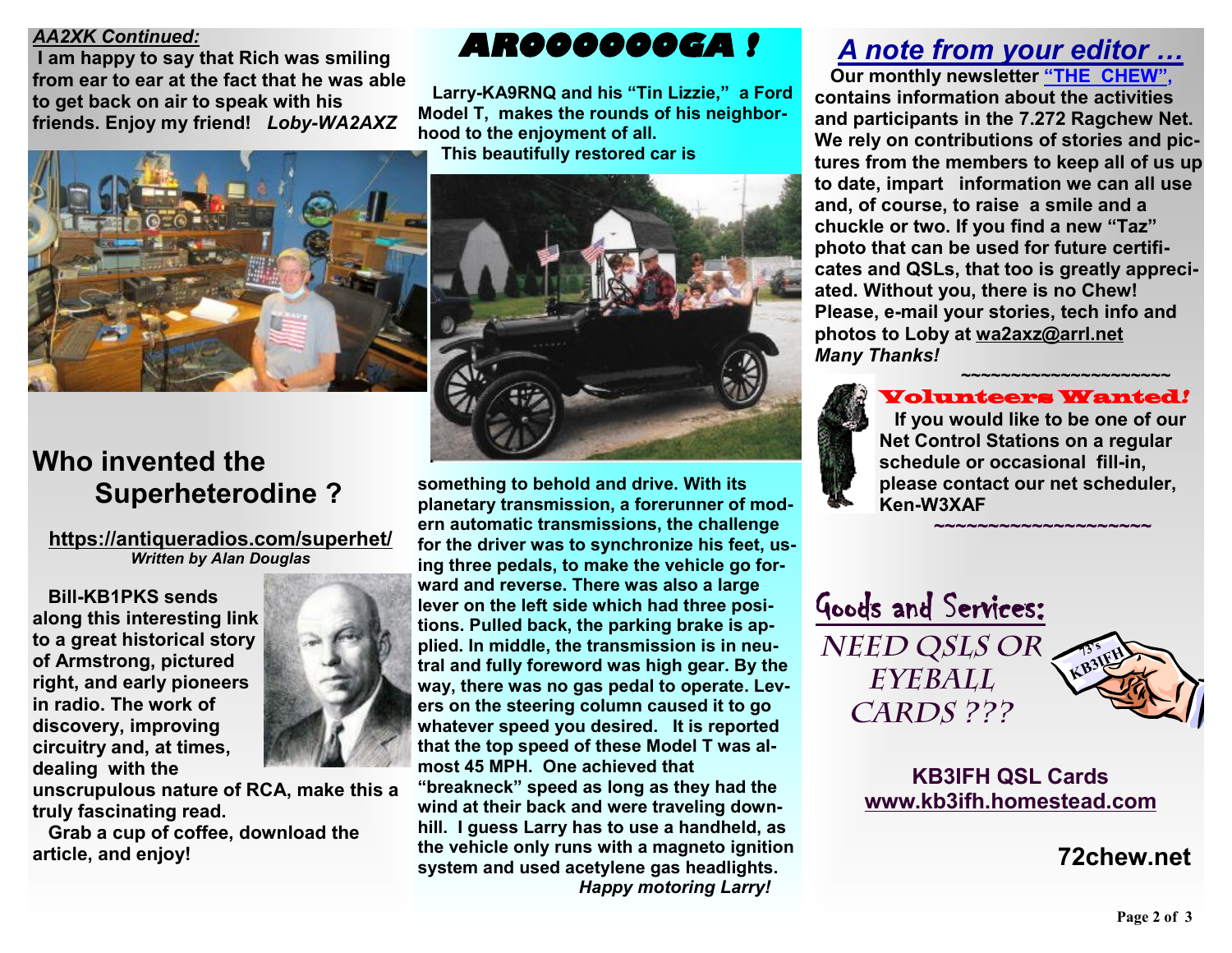***AA2XK Continued:***

**I am happy to say that Rich was smiling from ear to ear at the fact that he was able to get back on air to speak with his friends. Enjoy my friend!** ***Loby-WA2AXZ***

## Who invented the Superheterodine ?

**https://antiqueradios.com/superhet/**
***Written by Alan Douglas***

**Bill-KB1PKS sends along this interesting link to a great historical story of Armstrong, pictured right, and early pioneers in radio. The work of discovery, improving circuitry and, at times, dealing with the unscrupulous nature of RCA, make this a truly fascinating read.**

**Grab a cup of coffee, download the article, and enjoy!**

# AROOOOOOGA !

**Larry-KA9RNQ and his "Tin Lizzie," a Ford Model T, makes the rounds of his neighborhood to the enjoyment of all.**

**This beautifully restored car is something to behold and drive. With its planetary transmission, a forerunner of modern automatic transmissions, the challenge for the driver was to synchronize his feet, using three pedals, to make the vehicle go forward and reverse. There was also a large lever on the left side which had three positions. Pulled back, the parking brake is applied. In middle, the transmission is in neutral and fully foreword was high gear. By the way, there was no gas pedal to operate. Levers on the steering column caused it to go whatever speed you desired. It is reported that the top speed of these Model T was almost 45 MPH. One achieved that "breakneck" speed as long as they had the wind at their back and were traveling downhill. I guess Larry has to use a handheld, as the vehicle only runs with a magneto ignition system and used acetylene gas headlights.**

***Happy motoring Larry!***

## *A note from your editor …*

**Our monthly newsletter "THE CHEW", contains information about the activities and participants in the 7.272 Ragchew Net. We rely on contributions of stories and pictures from the members to keep all of us up to date, impart information we can all use and, of course, to raise a smile and a chuckle or two. If you find a new "Taz" photo that can be used for future certificates and QSLs, that too is greatly appreciated. Without you, there is no Chew! Please, e-mail your stories, tech info and photos to Loby at wa2axz@arrl.net**
***Many Thanks!***

~~~~~~~~~~~~~~~~~~~~~

### Volunteers Wanted!

**If you would like to be one of our Net Control Stations on a regular schedule or occasional fill-in, please contact our net scheduler, Ken-W3XAF**

~~~~~~~~~~~~~~~~~~~~~

### Goods and Services:

NEED QSLS OR EYEBALL CARDS ???

**KB3IFH QSL Cards**
**www.kb3ifh.homestead.com**

**72chew.net**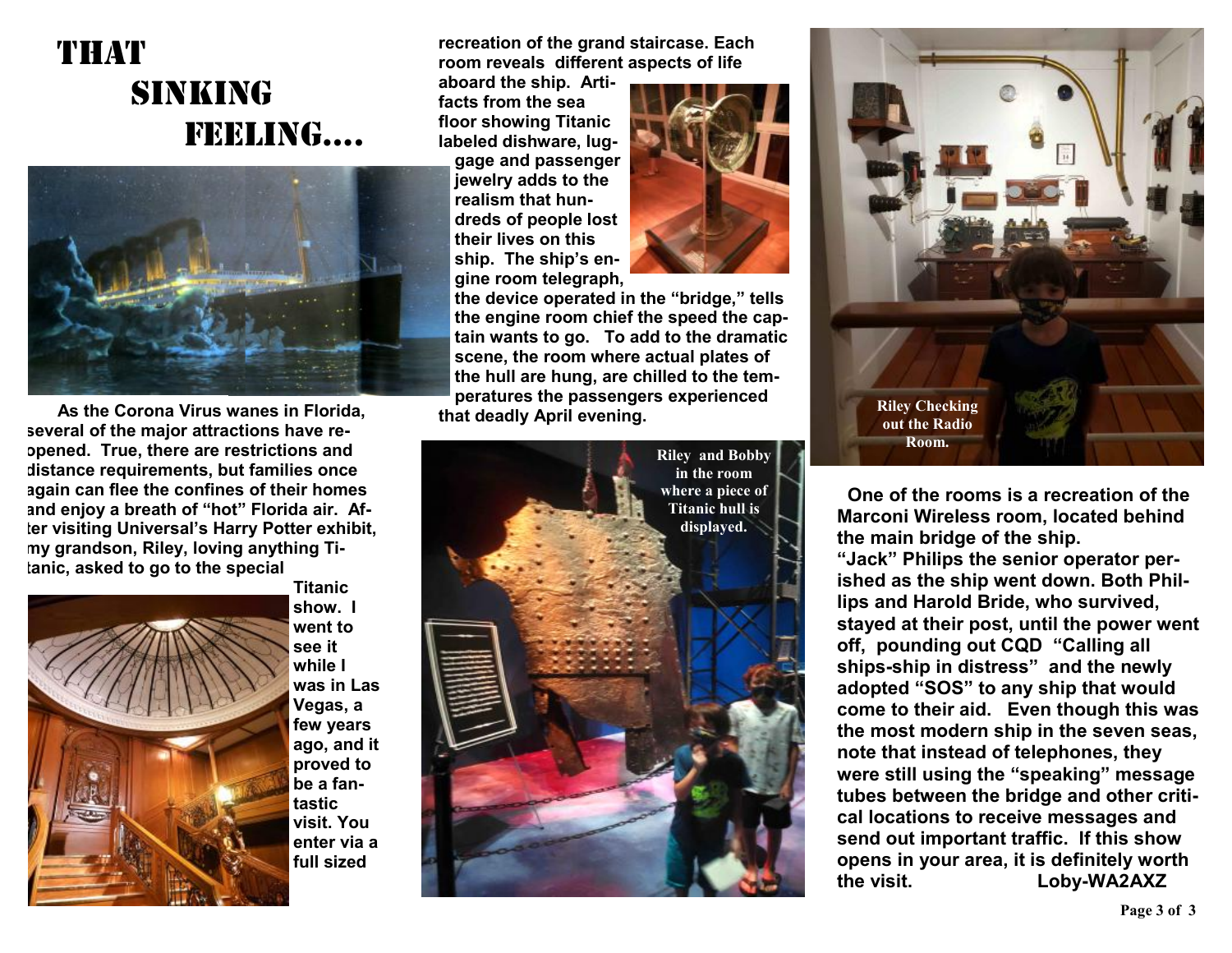# That Sinking Feeling....

As the Corona Virus wanes in Florida, several of the major attractions have reopened. True, there are restrictions and distance requirements, but families once again can flee the confines of their homes and enjoy a breath of "hot" Florida air. After visiting Universal's Harry Potter exhibit, my grandson, Riley, loving anything Titanic, asked to go to the special Titanic show. I went to see it while I was in Las Vegas, a few years ago, and it proved to be a fantastic visit. You enter via a full sized recreation of the grand staircase. Each room reveals different aspects of life aboard the ship. Artifacts from the sea floor showing Titanic labeled dishware, luggage and passenger jewelry adds to the realism that hundreds of people lost their lives on this ship. The ship's engine room telegraph, the device operated in the "bridge," tells the engine room chief the speed the captain wants to go. To add to the dramatic scene, the room where actual plates of the hull are hung, are chilled to the temperatures the passengers experienced that deadly April evening.

Riley and Bobby in the room where a piece of Titanic hull is displayed.

Riley Checking out the Radio Room.

One of the rooms is a recreation of the Marconi Wireless room, located behind the main bridge of the ship. "Jack" Philips the senior operator perished as the ship went down. Both Phillips and Harold Bride, who survived, stayed at their post, until the power went off, pounding out CQD "Calling all ships-ship in distress" and the newly adopted "SOS" to any ship that would come to their aid. Even though this was the most modern ship in the seven seas, note that instead of telephones, they were still using the "speaking" message tubes between the bridge and other critical locations to receive messages and send out important traffic. If this show opens in your area, it is definitely worth the visit. Loby-WA2AXZ